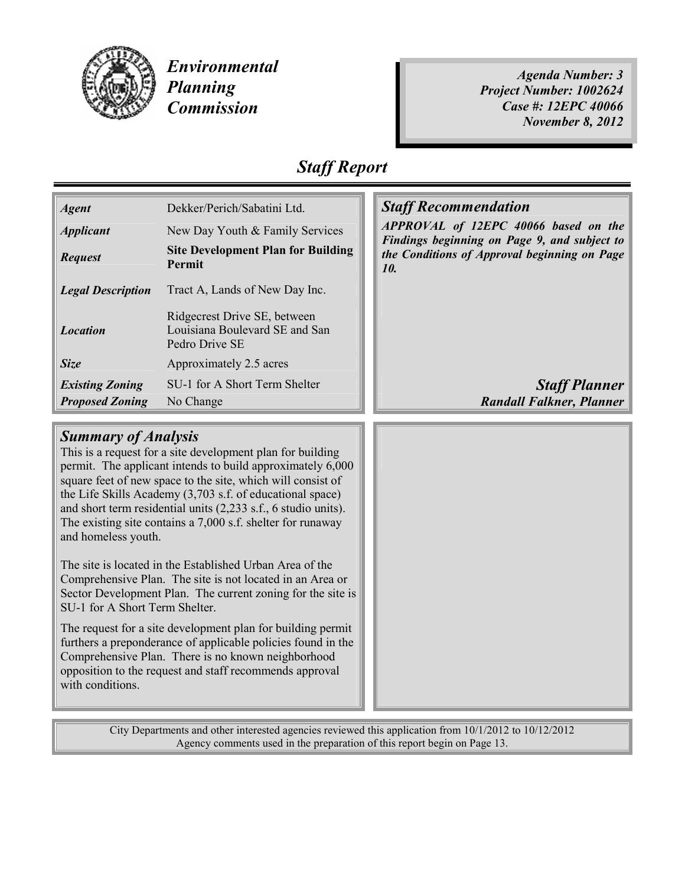# Environmental Planning Commission

***Agent Number: 3***
***Project Number: 1002624***
***Case #: 12EPC 40066***
***November 8, 2012***

## *Staff Report*

| | |
|---|---|
| ***Agent*** | Dekker/Perich/Sabatini Ltd. |
| ***Applicant*** | New Day Youth & Family Services |
| ***Request*** | **Site Development Plan for Building Permit** |
| ***Legal Description*** | Tract A, Lands of New Day Inc. |
| ***Location*** | Ridgecrest Drive SE, between Louisiana Boulevard SE and San Pedro Drive SE |
| ***Size*** | Approximately 2.5 acres |
| ***Existing Zoning*** | SU-1 for A Short Term Shelter |
| ***Proposed Zoning*** | No Change |

### *Staff Recommendation*

***APPROVAL of 12EPC 40066 based on the Findings beginning on Page 9, and subject to the Conditions of Approval beginning on Page 10.***

***Staff Planner***
***Randall Falkner, Planner***

### *Summary of Analysis*

This is a request for a site development plan for building permit. The applicant intends to build approximately 6,000 square feet of new space to the site, which will consist of the Life Skills Academy (3,703 s.f. of educational space) and short term residential units (2,233 s.f., 6 studio units). The existing site contains a 7,000 s.f. shelter for runaway and homeless youth.

The site is located in the Established Urban Area of the Comprehensive Plan. The site is not located in an Area or Sector Development Plan. The current zoning for the site is SU-1 for A Short Term Shelter.

The request for a site development plan for building permit furthers a preponderance of applicable policies found in the Comprehensive Plan. There is no known neighborhood opposition to the request and staff recommends approval with conditions.

City Departments and other interested agencies reviewed this application from 10/1/2012 to 10/12/2012
Agency comments used in the preparation of this report begin on Page 13.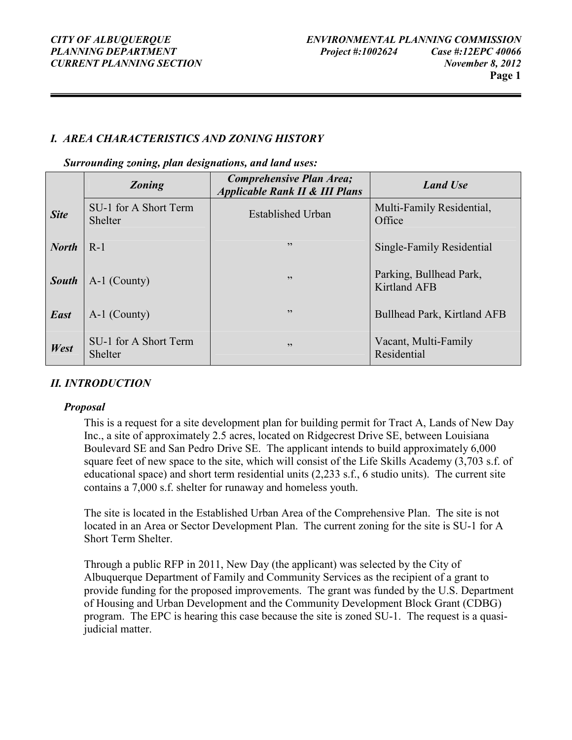## *I. AREA CHARACTERISTICS AND ZONING HISTORY*

***Surrounding zoning, plan designations, and land uses:***

| | *Zoning* | *Comprehensive Plan Area; Applicable Rank II & III Plans* | *Land Use* |
|---|---|---|---|
| ***Site*** | SU-1 for A Short Term Shelter | Established Urban | Multi-Family Residential, Office |
| ***North*** | R-1 | ” | Single-Family Residential |
| ***South*** | A-1 (County) | ” | Parking, Bullhead Park, Kirtland AFB |
| ***East*** | A-1 (County) | ” | Bullhead Park, Kirtland AFB |
| ***West*** | SU-1 for A Short Term Shelter | ” | Vacant, Multi-Family Residential |

## *II. INTRODUCTION*

### *Proposal*

This is a request for a site development plan for building permit for Tract A, Lands of New Day Inc., a site of approximately 2.5 acres, located on Ridgecrest Drive SE, between Louisiana Boulevard SE and San Pedro Drive SE. The applicant intends to build approximately 6,000 square feet of new space to the site, which will consist of the Life Skills Academy (3,703 s.f. of educational space) and short term residential units (2,233 s.f., 6 studio units). The current site contains a 7,000 s.f. shelter for runaway and homeless youth.

The site is located in the Established Urban Area of the Comprehensive Plan. The site is not located in an Area or Sector Development Plan. The current zoning for the site is SU-1 for A Short Term Shelter.

Through a public RFP in 2011, New Day (the applicant) was selected by the City of Albuquerque Department of Family and Community Services as the recipient of a grant to provide funding for the proposed improvements. The grant was funded by the U.S. Department of Housing and Urban Development and the Community Development Block Grant (CDBG) program. The EPC is hearing this case because the site is zoned SU-1. The request is a quasi-judicial matter.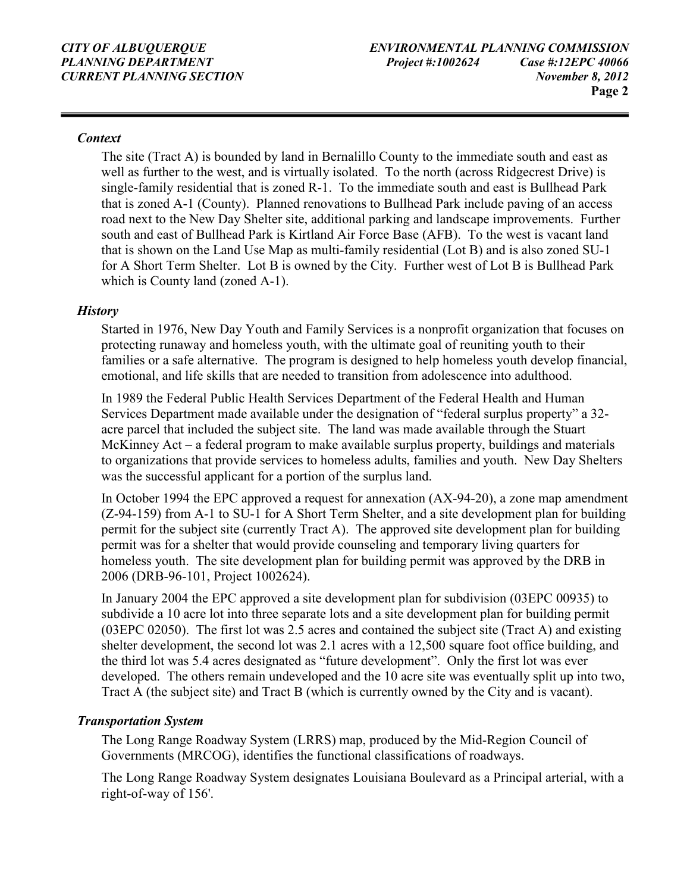### *Context*

The site (Tract A) is bounded by land in Bernalillo County to the immediate south and east as well as further to the west, and is virtually isolated. To the north (across Ridgecrest Drive) is single-family residential that is zoned R-1. To the immediate south and east is Bullhead Park that is zoned A-1 (County). Planned renovations to Bullhead Park include paving of an access road next to the New Day Shelter site, additional parking and landscape improvements. Further south and east of Bullhead Park is Kirtland Air Force Base (AFB). To the west is vacant land that is shown on the Land Use Map as multi-family residential (Lot B) and is also zoned SU-1 for A Short Term Shelter. Lot B is owned by the City. Further west of Lot B is Bullhead Park which is County land (zoned A-1).

### *History*

Started in 1976, New Day Youth and Family Services is a nonprofit organization that focuses on protecting runaway and homeless youth, with the ultimate goal of reuniting youth to their families or a safe alternative. The program is designed to help homeless youth develop financial, emotional, and life skills that are needed to transition from adolescence into adulthood.

In 1989 the Federal Public Health Services Department of the Federal Health and Human Services Department made available under the designation of "federal surplus property" a 32-acre parcel that included the subject site. The land was made available through the Stuart McKinney Act – a federal program to make available surplus property, buildings and materials to organizations that provide services to homeless adults, families and youth. New Day Shelters was the successful applicant for a portion of the surplus land.

In October 1994 the EPC approved a request for annexation (AX-94-20), a zone map amendment (Z-94-159) from A-1 to SU-1 for A Short Term Shelter, and a site development plan for building permit for the subject site (currently Tract A). The approved site development plan for building permit was for a shelter that would provide counseling and temporary living quarters for homeless youth. The site development plan for building permit was approved by the DRB in 2006 (DRB-96-101, Project 1002624).

In January 2004 the EPC approved a site development plan for subdivision (03EPC 00935) to subdivide a 10 acre lot into three separate lots and a site development plan for building permit (03EPC 02050). The first lot was 2.5 acres and contained the subject site (Tract A) and existing shelter development, the second lot was 2.1 acres with a 12,500 square foot office building, and the third lot was 5.4 acres designated as "future development". Only the first lot was ever developed. The others remain undeveloped and the 10 acre site was eventually split up into two, Tract A (the subject site) and Tract B (which is currently owned by the City and is vacant).

### *Transportation System*

The Long Range Roadway System (LRRS) map, produced by the Mid-Region Council of Governments (MRCOG), identifies the functional classifications of roadways.

The Long Range Roadway System designates Louisiana Boulevard as a Principal arterial, with a right-of-way of 156'.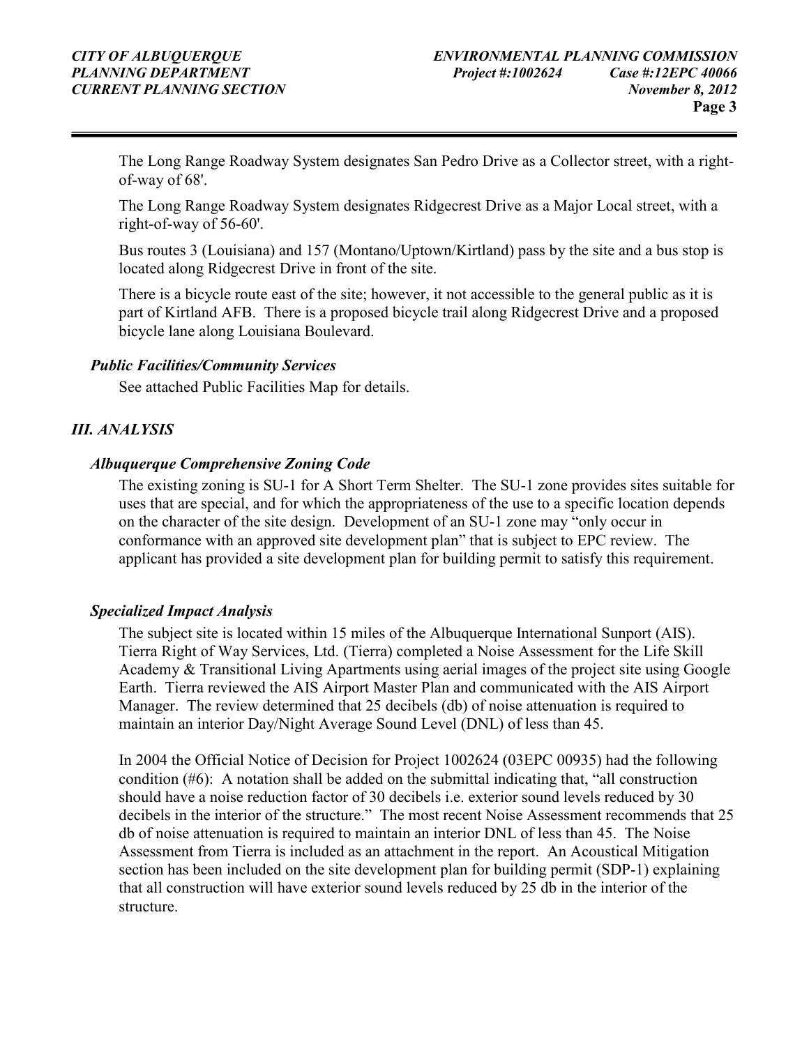The Long Range Roadway System designates San Pedro Drive as a Collector street, with a right-of-way of 68'.

The Long Range Roadway System designates Ridgecrest Drive as a Major Local street, with a right-of-way of 56-60'.

Bus routes 3 (Louisiana) and 157 (Montano/Uptown/Kirtland) pass by the site and a bus stop is located along Ridgecrest Drive in front of the site.

There is a bicycle route east of the site; however, it not accessible to the general public as it is part of Kirtland AFB. There is a proposed bicycle trail along Ridgecrest Drive and a proposed bicycle lane along Louisiana Boulevard.

### *Public Facilities/Community Services*

See attached Public Facilities Map for details.

## *III. ANALYSIS*

### *Albuquerque Comprehensive Zoning Code*

The existing zoning is SU-1 for A Short Term Shelter. The SU-1 zone provides sites suitable for uses that are special, and for which the appropriateness of the use to a specific location depends on the character of the site design. Development of an SU-1 zone may "only occur in conformance with an approved site development plan" that is subject to EPC review. The applicant has provided a site development plan for building permit to satisfy this requirement.

### *Specialized Impact Analysis*

The subject site is located within 15 miles of the Albuquerque International Sunport (AIS). Tierra Right of Way Services, Ltd. (Tierra) completed a Noise Assessment for the Life Skill Academy & Transitional Living Apartments using aerial images of the project site using Google Earth. Tierra reviewed the AIS Airport Master Plan and communicated with the AIS Airport Manager. The review determined that 25 decibels (db) of noise attenuation is required to maintain an interior Day/Night Average Sound Level (DNL) of less than 45.

In 2004 the Official Notice of Decision for Project 1002624 (03EPC 00935) had the following condition (#6): A notation shall be added on the submittal indicating that, "all construction should have a noise reduction factor of 30 decibels i.e. exterior sound levels reduced by 30 decibels in the interior of the structure." The most recent Noise Assessment recommends that 25 db of noise attenuation is required to maintain an interior DNL of less than 45. The Noise Assessment from Tierra is included as an attachment in the report. An Acoustical Mitigation section has been included on the site development plan for building permit (SDP-1) explaining that all construction will have exterior sound levels reduced by 25 db in the interior of the structure.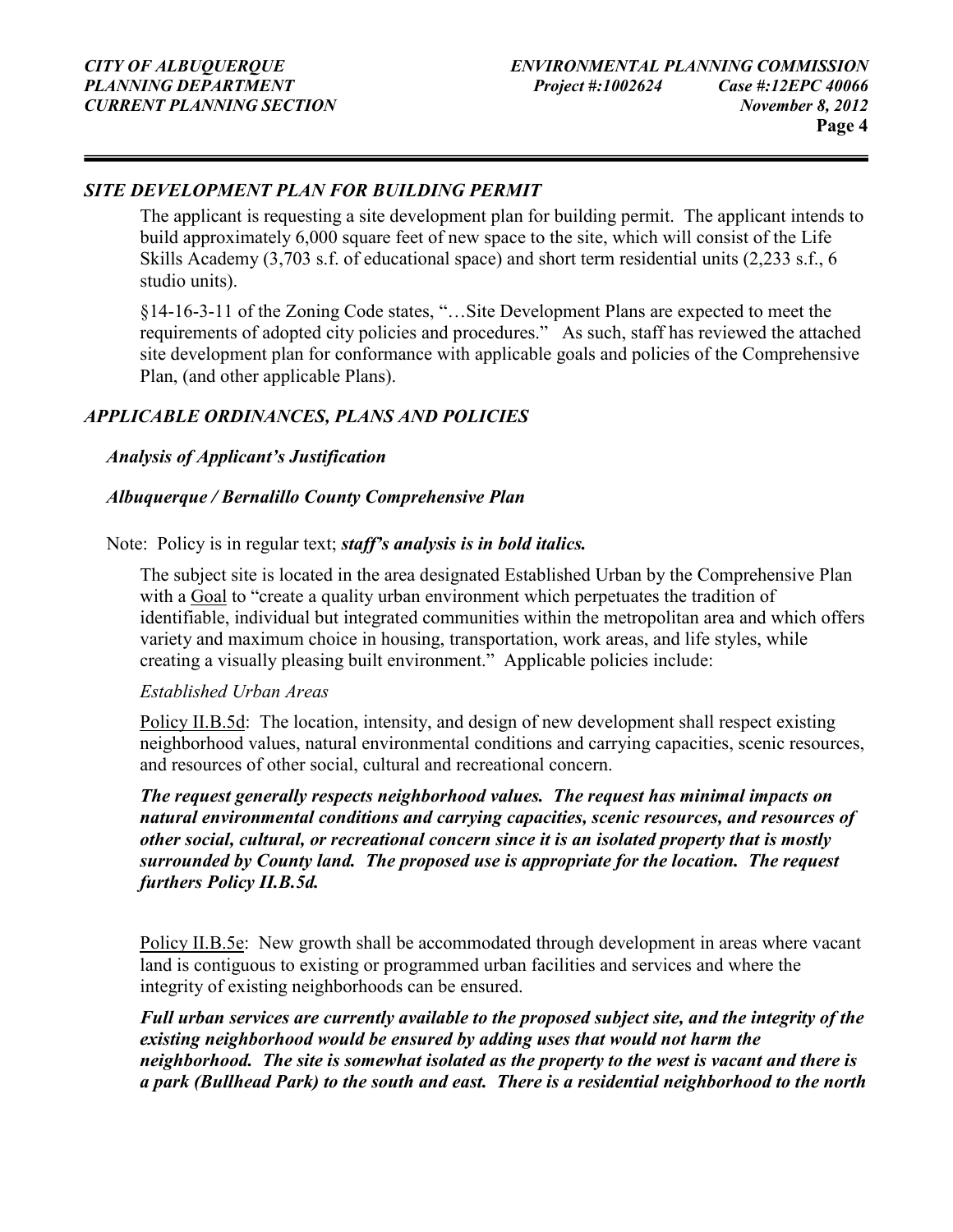### *SITE DEVELOPMENT PLAN FOR BUILDING PERMIT*

The applicant is requesting a site development plan for building permit. The applicant intends to build approximately 6,000 square feet of new space to the site, which will consist of the Life Skills Academy (3,703 s.f. of educational space) and short term residential units (2,233 s.f., 6 studio units).

§14-16-3-11 of the Zoning Code states, "…Site Development Plans are expected to meet the requirements of adopted city policies and procedures." As such, staff has reviewed the attached site development plan for conformance with applicable goals and policies of the Comprehensive Plan, (and other applicable Plans).

### *APPLICABLE ORDINANCES, PLANS AND POLICIES*

#### *Analysis of Applicant's Justification*

#### *Albuquerque / Bernalillo County Comprehensive Plan*

Note: Policy is in regular text; ***staff's analysis is in bold italics.***

The subject site is located in the area designated Established Urban by the Comprehensive Plan with a Goal to "create a quality urban environment which perpetuates the tradition of identifiable, individual but integrated communities within the metropolitan area and which offers variety and maximum choice in housing, transportation, work areas, and life styles, while creating a visually pleasing built environment." Applicable policies include:

*Established Urban Areas*

Policy II.B.5d: The location, intensity, and design of new development shall respect existing neighborhood values, natural environmental conditions and carrying capacities, scenic resources, and resources of other social, cultural and recreational concern.

***The request generally respects neighborhood values. The request has minimal impacts on natural environmental conditions and carrying capacities, scenic resources, and resources of other social, cultural, or recreational concern since it is an isolated property that is mostly surrounded by County land. The proposed use is appropriate for the location. The request furthers Policy II.B.5d.***

Policy II.B.5e: New growth shall be accommodated through development in areas where vacant land is contiguous to existing or programmed urban facilities and services and where the integrity of existing neighborhoods can be ensured.

***Full urban services are currently available to the proposed subject site, and the integrity of the existing neighborhood would be ensured by adding uses that would not harm the neighborhood. The site is somewhat isolated as the property to the west is vacant and there is a park (Bullhead Park) to the south and east. There is a residential neighborhood to the north***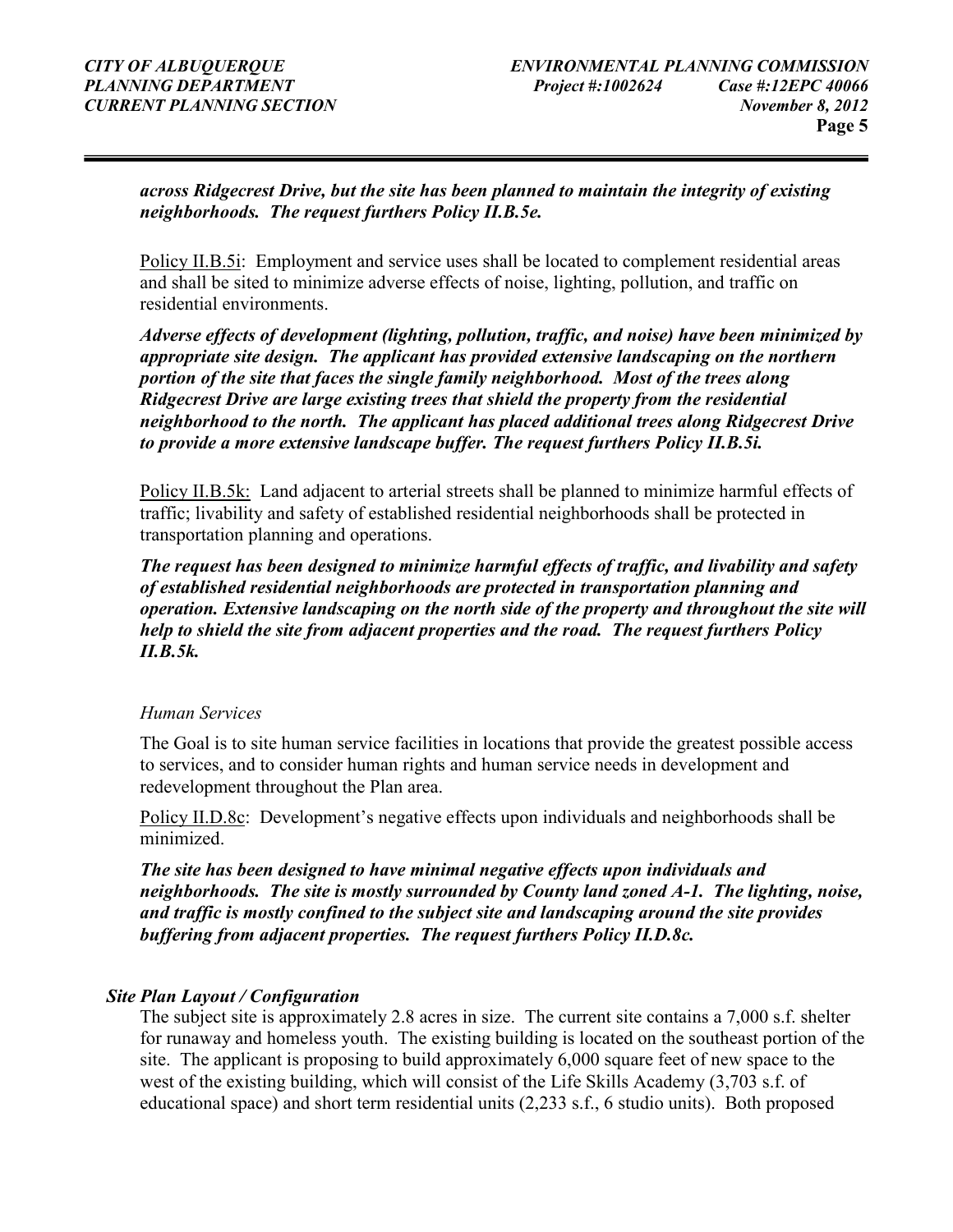***across Ridgecrest Drive, but the site has been planned to maintain the integrity of existing neighborhoods. The request furthers Policy II.B.5e.***

Policy II.B.5i: Employment and service uses shall be located to complement residential areas and shall be sited to minimize adverse effects of noise, lighting, pollution, and traffic on residential environments.

***Adverse effects of development (lighting, pollution, traffic, and noise) have been minimized by appropriate site design. The applicant has provided extensive landscaping on the northern portion of the site that faces the single family neighborhood. Most of the trees along Ridgecrest Drive are large existing trees that shield the property from the residential neighborhood to the north. The applicant has placed additional trees along Ridgecrest Drive to provide a more extensive landscape buffer. The request furthers Policy II.B.5i.***

Policy II.B.5k: Land adjacent to arterial streets shall be planned to minimize harmful effects of traffic; livability and safety of established residential neighborhoods shall be protected in transportation planning and operations.

***The request has been designed to minimize harmful effects of traffic, and livability and safety of established residential neighborhoods are protected in transportation planning and operation. Extensive landscaping on the north side of the property and throughout the site will help to shield the site from adjacent properties and the road. The request furthers Policy II.B.5k.***

*Human Services*

The Goal is to site human service facilities in locations that provide the greatest possible access to services, and to consider human rights and human service needs in development and redevelopment throughout the Plan area.

Policy II.D.8c: Development's negative effects upon individuals and neighborhoods shall be minimized.

***The site has been designed to have minimal negative effects upon individuals and neighborhoods. The site is mostly surrounded by County land zoned A-1. The lighting, noise, and traffic is mostly confined to the subject site and landscaping around the site provides buffering from adjacent properties. The request furthers Policy II.D.8c.***

### *Site Plan Layout / Configuration*

The subject site is approximately 2.8 acres in size. The current site contains a 7,000 s.f. shelter for runaway and homeless youth. The existing building is located on the southeast portion of the site. The applicant is proposing to build approximately 6,000 square feet of new space to the west of the existing building, which will consist of the Life Skills Academy (3,703 s.f. of educational space) and short term residential units (2,233 s.f., 6 studio units). Both proposed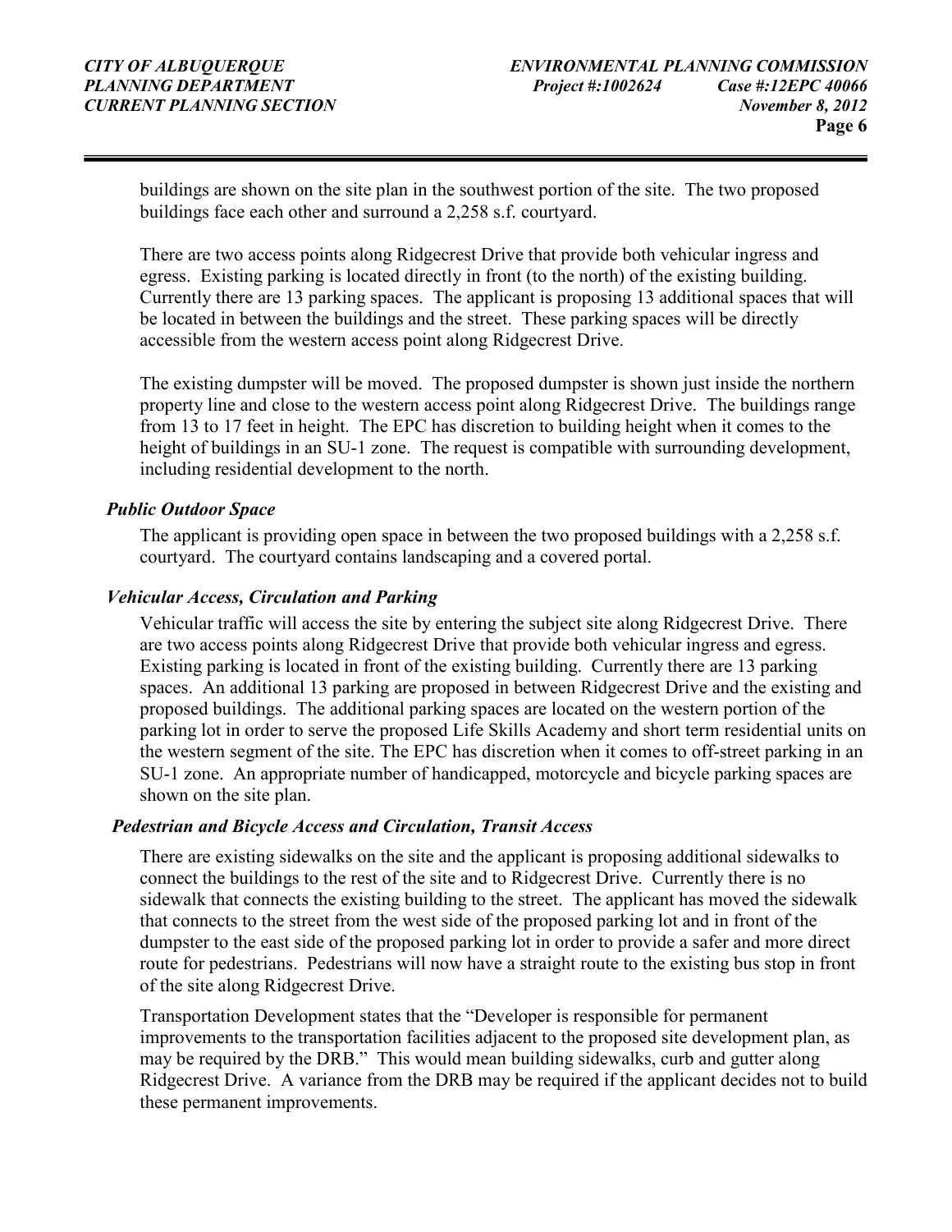buildings are shown on the site plan in the southwest portion of the site. The two proposed buildings face each other and surround a 2,258 s.f. courtyard.

There are two access points along Ridgecrest Drive that provide both vehicular ingress and egress. Existing parking is located directly in front (to the north) of the existing building. Currently there are 13 parking spaces. The applicant is proposing 13 additional spaces that will be located in between the buildings and the street. These parking spaces will be directly accessible from the western access point along Ridgecrest Drive.

The existing dumpster will be moved. The proposed dumpster is shown just inside the northern property line and close to the western access point along Ridgecrest Drive. The buildings range from 13 to 17 feet in height. The EPC has discretion to building height when it comes to the height of buildings in an SU-1 zone. The request is compatible with surrounding development, including residential development to the north.

***Public Outdoor Space***

The applicant is providing open space in between the two proposed buildings with a 2,258 s.f. courtyard. The courtyard contains landscaping and a covered portal.

***Vehicular Access, Circulation and Parking***

Vehicular traffic will access the site by entering the subject site along Ridgecrest Drive. There are two access points along Ridgecrest Drive that provide both vehicular ingress and egress. Existing parking is located in front of the existing building. Currently there are 13 parking spaces. An additional 13 parking are proposed in between Ridgecrest Drive and the existing and proposed buildings. The additional parking spaces are located on the western portion of the parking lot in order to serve the proposed Life Skills Academy and short term residential units on the western segment of the site. The EPC has discretion when it comes to off-street parking in an SU-1 zone. An appropriate number of handicapped, motorcycle and bicycle parking spaces are shown on the site plan.

***Pedestrian and Bicycle Access and Circulation, Transit Access***

There are existing sidewalks on the site and the applicant is proposing additional sidewalks to connect the buildings to the rest of the site and to Ridgecrest Drive. Currently there is no sidewalk that connects the existing building to the street. The applicant has moved the sidewalk that connects to the street from the west side of the proposed parking lot and in front of the dumpster to the east side of the proposed parking lot in order to provide a safer and more direct route for pedestrians. Pedestrians will now have a straight route to the existing bus stop in front of the site along Ridgecrest Drive.

Transportation Development states that the "Developer is responsible for permanent improvements to the transportation facilities adjacent to the proposed site development plan, as may be required by the DRB." This would mean building sidewalks, curb and gutter along Ridgecrest Drive. A variance from the DRB may be required if the applicant decides not to build these permanent improvements.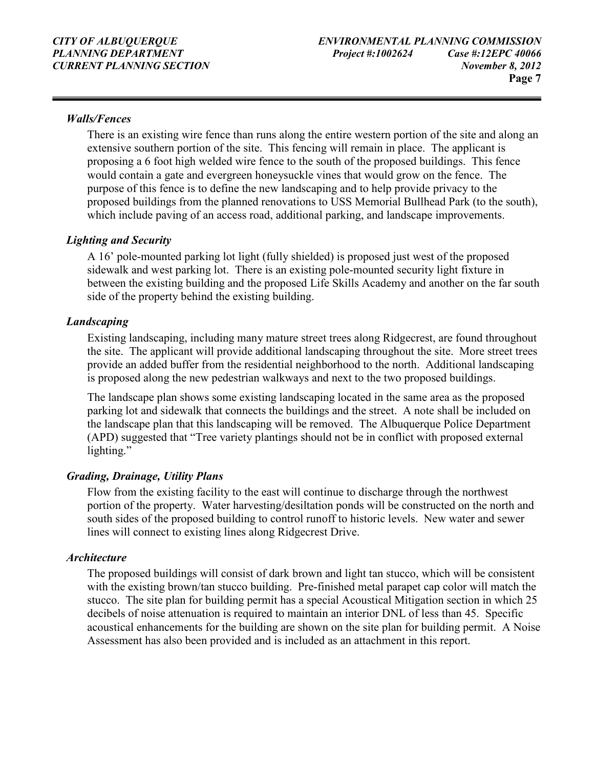*Walls/Fences*

There is an existing wire fence than runs along the entire western portion of the site and along an extensive southern portion of the site. This fencing will remain in place. The applicant is proposing a 6 foot high welded wire fence to the south of the proposed buildings. This fence would contain a gate and evergreen honeysuckle vines that would grow on the fence. The purpose of this fence is to define the new landscaping and to help provide privacy to the proposed buildings from the planned renovations to USS Memorial Bullhead Park (to the south), which include paving of an access road, additional parking, and landscape improvements.

*Lighting and Security*

A 16' pole-mounted parking lot light (fully shielded) is proposed just west of the proposed sidewalk and west parking lot. There is an existing pole-mounted security light fixture in between the existing building and the proposed Life Skills Academy and another on the far south side of the property behind the existing building.

*Landscaping*

Existing landscaping, including many mature street trees along Ridgecrest, are found throughout the site. The applicant will provide additional landscaping throughout the site. More street trees provide an added buffer from the residential neighborhood to the north. Additional landscaping is proposed along the new pedestrian walkways and next to the two proposed buildings.

The landscape plan shows some existing landscaping located in the same area as the proposed parking lot and sidewalk that connects the buildings and the street. A note shall be included on the landscape plan that this landscaping will be removed. The Albuquerque Police Department (APD) suggested that "Tree variety plantings should not be in conflict with proposed external lighting."

*Grading, Drainage, Utility Plans*

Flow from the existing facility to the east will continue to discharge through the northwest portion of the property. Water harvesting/desiltation ponds will be constructed on the north and south sides of the proposed building to control runoff to historic levels. New water and sewer lines will connect to existing lines along Ridgecrest Drive.

*Architecture*

The proposed buildings will consist of dark brown and light tan stucco, which will be consistent with the existing brown/tan stucco building. Pre-finished metal parapet cap color will match the stucco. The site plan for building permit has a special Acoustical Mitigation section in which 25 decibels of noise attenuation is required to maintain an interior DNL of less than 45. Specific acoustical enhancements for the building are shown on the site plan for building permit. A Noise Assessment has also been provided and is included as an attachment in this report.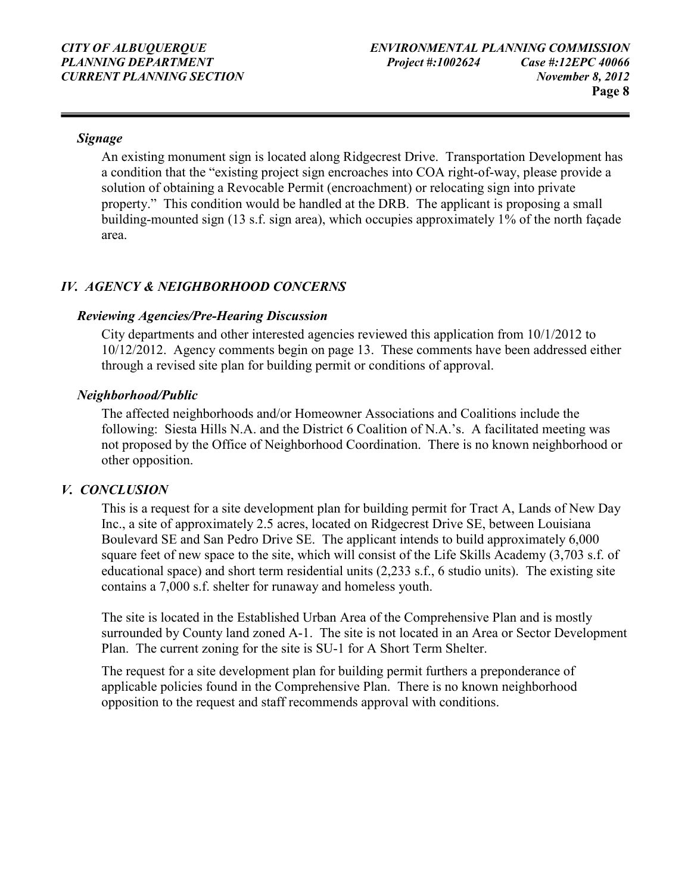### *Signage*

An existing monument sign is located along Ridgecrest Drive. Transportation Development has a condition that the "existing project sign encroaches into COA right-of-way, please provide a solution of obtaining a Revocable Permit (encroachment) or relocating sign into private property." This condition would be handled at the DRB. The applicant is proposing a small building-mounted sign (13 s.f. sign area), which occupies approximately 1% of the north façade area.

## *IV. AGENCY & NEIGHBORHOOD CONCERNS*

### *Reviewing Agencies/Pre-Hearing Discussion*

City departments and other interested agencies reviewed this application from 10/1/2012 to 10/12/2012. Agency comments begin on page 13. These comments have been addressed either through a revised site plan for building permit or conditions of approval.

### *Neighborhood/Public*

The affected neighborhoods and/or Homeowner Associations and Coalitions include the following: Siesta Hills N.A. and the District 6 Coalition of N.A.'s. A facilitated meeting was not proposed by the Office of Neighborhood Coordination. There is no known neighborhood or other opposition.

## *V. CONCLUSION*

This is a request for a site development plan for building permit for Tract A, Lands of New Day Inc., a site of approximately 2.5 acres, located on Ridgecrest Drive SE, between Louisiana Boulevard SE and San Pedro Drive SE. The applicant intends to build approximately 6,000 square feet of new space to the site, which will consist of the Life Skills Academy (3,703 s.f. of educational space) and short term residential units (2,233 s.f., 6 studio units). The existing site contains a 7,000 s.f. shelter for runaway and homeless youth.

The site is located in the Established Urban Area of the Comprehensive Plan and is mostly surrounded by County land zoned A-1. The site is not located in an Area or Sector Development Plan. The current zoning for the site is SU-1 for A Short Term Shelter.

The request for a site development plan for building permit furthers a preponderance of applicable policies found in the Comprehensive Plan. There is no known neighborhood opposition to the request and staff recommends approval with conditions.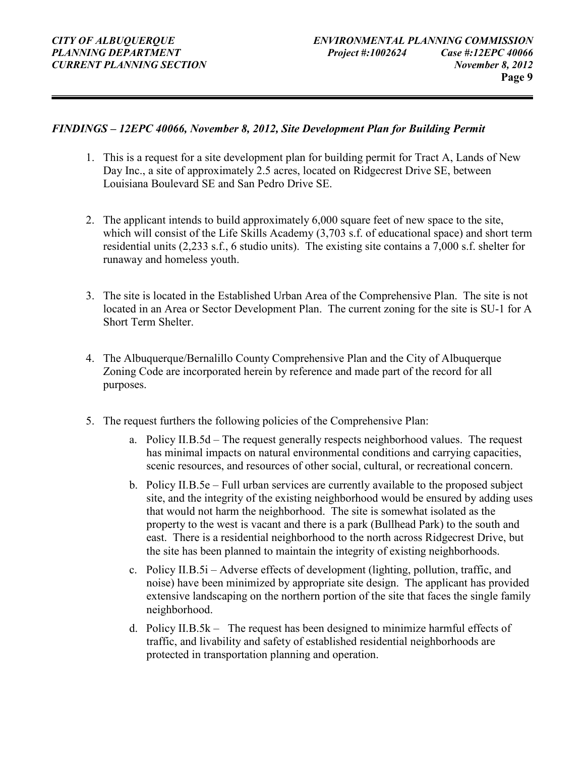*FINDINGS – 12EPC 40066, November 8, 2012, Site Development Plan for Building Permit*

1. This is a request for a site development plan for building permit for Tract A, Lands of New Day Inc., a site of approximately 2.5 acres, located on Ridgecrest Drive SE, between Louisiana Boulevard SE and San Pedro Drive SE.

2. The applicant intends to build approximately 6,000 square feet of new space to the site, which will consist of the Life Skills Academy (3,703 s.f. of educational space) and short term residential units (2,233 s.f., 6 studio units). The existing site contains a 7,000 s.f. shelter for runaway and homeless youth.

3. The site is located in the Established Urban Area of the Comprehensive Plan. The site is not located in an Area or Sector Development Plan. The current zoning for the site is SU-1 for A Short Term Shelter.

4. The Albuquerque/Bernalillo County Comprehensive Plan and the City of Albuquerque Zoning Code are incorporated herein by reference and made part of the record for all purposes.

5. The request furthers the following policies of the Comprehensive Plan:
   a. Policy II.B.5d – The request generally respects neighborhood values. The request has minimal impacts on natural environmental conditions and carrying capacities, scenic resources, and resources of other social, cultural, or recreational concern.
   b. Policy II.B.5e – Full urban services are currently available to the proposed subject site, and the integrity of the existing neighborhood would be ensured by adding uses that would not harm the neighborhood. The site is somewhat isolated as the property to the west is vacant and there is a park (Bullhead Park) to the south and east. There is a residential neighborhood to the north across Ridgecrest Drive, but the site has been planned to maintain the integrity of existing neighborhoods.
   c. Policy II.B.5i – Adverse effects of development (lighting, pollution, traffic, and noise) have been minimized by appropriate site design. The applicant has provided extensive landscaping on the northern portion of the site that faces the single family neighborhood.
   d. Policy II.B.5k – The request has been designed to minimize harmful effects of traffic, and livability and safety of established residential neighborhoods are protected in transportation planning and operation.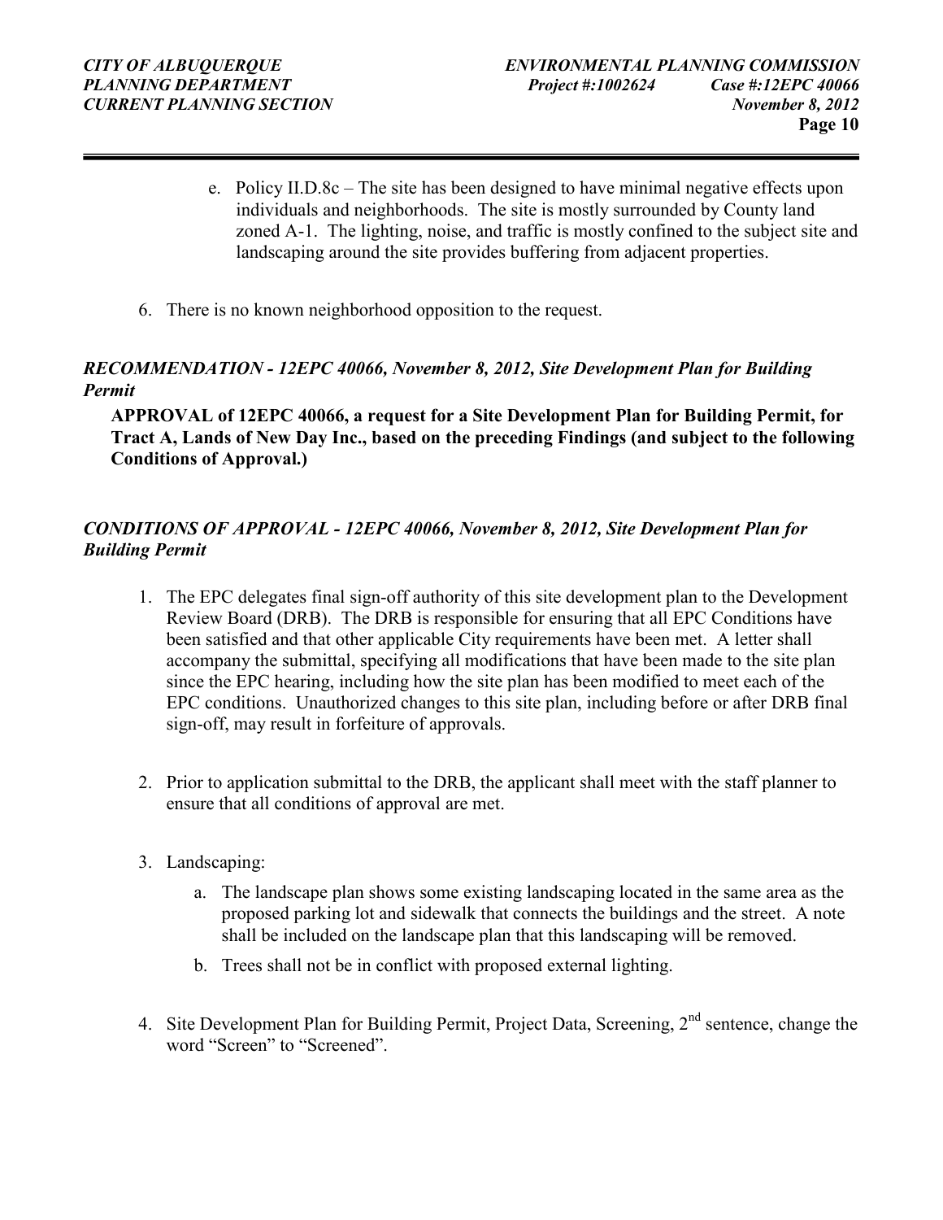e. Policy II.D.8c – The site has been designed to have minimal negative effects upon individuals and neighborhoods. The site is mostly surrounded by County land zoned A-1. The lighting, noise, and traffic is mostly confined to the subject site and landscaping around the site provides buffering from adjacent properties.

6. There is no known neighborhood opposition to the request.

***RECOMMENDATION - 12EPC 40066, November 8, 2012, Site Development Plan for Building Permit***

**APPROVAL of 12EPC 40066, a request for a Site Development Plan for Building Permit, for Tract A, Lands of New Day Inc., based on the preceding Findings (and subject to the following Conditions of Approval.)**

***CONDITIONS OF APPROVAL - 12EPC 40066, November 8, 2012, Site Development Plan for Building Permit***

1. The EPC delegates final sign-off authority of this site development plan to the Development Review Board (DRB). The DRB is responsible for ensuring that all EPC Conditions have been satisfied and that other applicable City requirements have been met. A letter shall accompany the submittal, specifying all modifications that have been made to the site plan since the EPC hearing, including how the site plan has been modified to meet each of the EPC conditions. Unauthorized changes to this site plan, including before or after DRB final sign-off, may result in forfeiture of approvals.

2. Prior to application submittal to the DRB, the applicant shall meet with the staff planner to ensure that all conditions of approval are met.

3. Landscaping:

   a. The landscape plan shows some existing landscaping located in the same area as the proposed parking lot and sidewalk that connects the buildings and the street. A note shall be included on the landscape plan that this landscaping will be removed.

   b. Trees shall not be in conflict with proposed external lighting.

4. Site Development Plan for Building Permit, Project Data, Screening, 2nd sentence, change the word "Screen" to "Screened".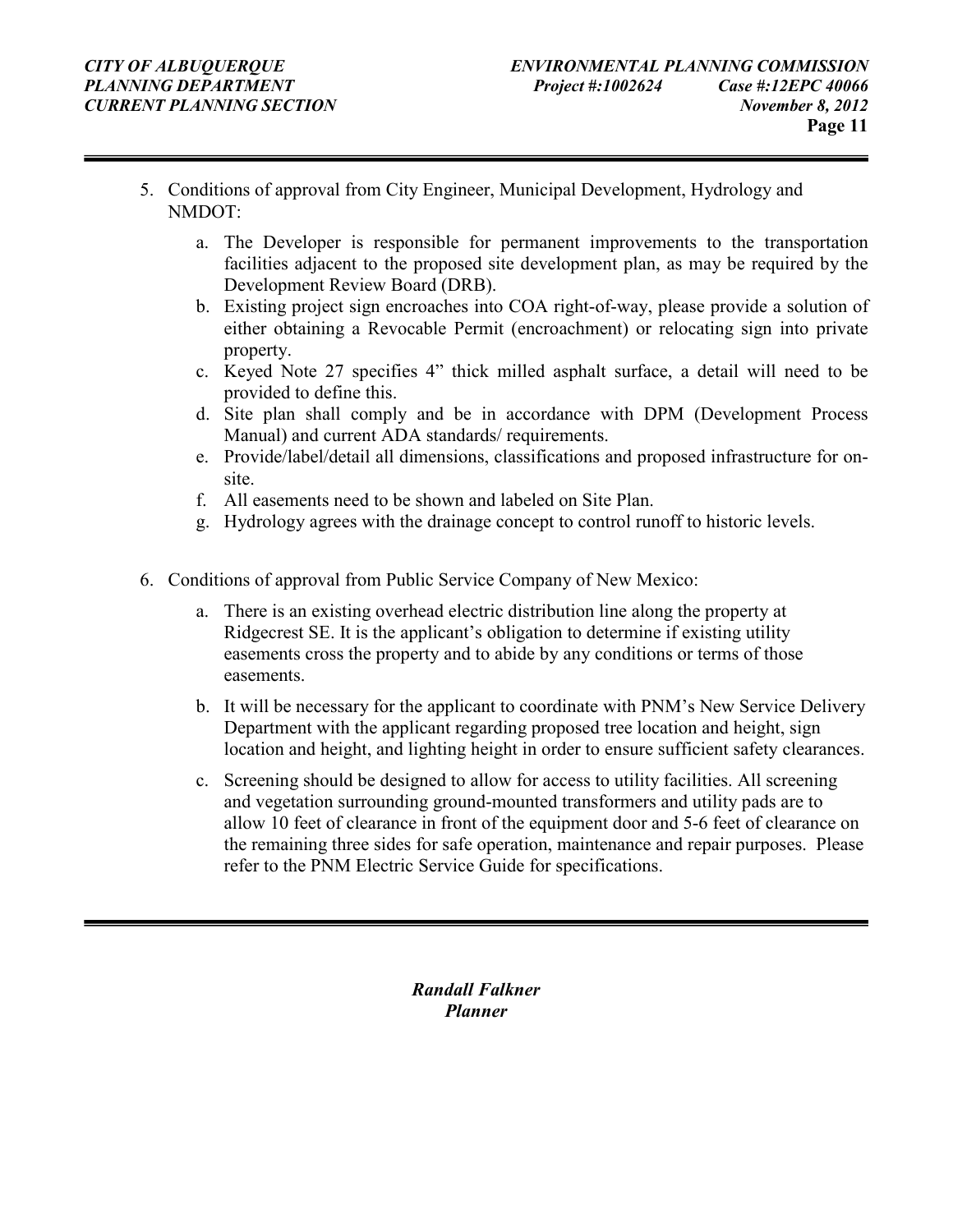5. Conditions of approval from City Engineer, Municipal Development, Hydrology and NMDOT:

   a. The Developer is responsible for permanent improvements to the transportation facilities adjacent to the proposed site development plan, as may be required by the Development Review Board (DRB).
   b. Existing project sign encroaches into COA right-of-way, please provide a solution of either obtaining a Revocable Permit (encroachment) or relocating sign into private property.
   c. Keyed Note 27 specifies 4" thick milled asphalt surface, a detail will need to be provided to define this.
   d. Site plan shall comply and be in accordance with DPM (Development Process Manual) and current ADA standards/ requirements.
   e. Provide/label/detail all dimensions, classifications and proposed infrastructure for on-site.
   f. All easements need to be shown and labeled on Site Plan.
   g. Hydrology agrees with the drainage concept to control runoff to historic levels.

6. Conditions of approval from Public Service Company of New Mexico:

   a. There is an existing overhead electric distribution line along the property at Ridgecrest SE. It is the applicant's obligation to determine if existing utility easements cross the property and to abide by any conditions or terms of those easements.

   b. It will be necessary for the applicant to coordinate with PNM's New Service Delivery Department with the applicant regarding proposed tree location and height, sign location and height, and lighting height in order to ensure sufficient safety clearances.

   c. Screening should be designed to allow for access to utility facilities. All screening and vegetation surrounding ground-mounted transformers and utility pads are to allow 10 feet of clearance in front of the equipment door and 5-6 feet of clearance on the remaining three sides for safe operation, maintenance and repair purposes. Please refer to the PNM Electric Service Guide for specifications.

***Randall Falkner***
***Planner***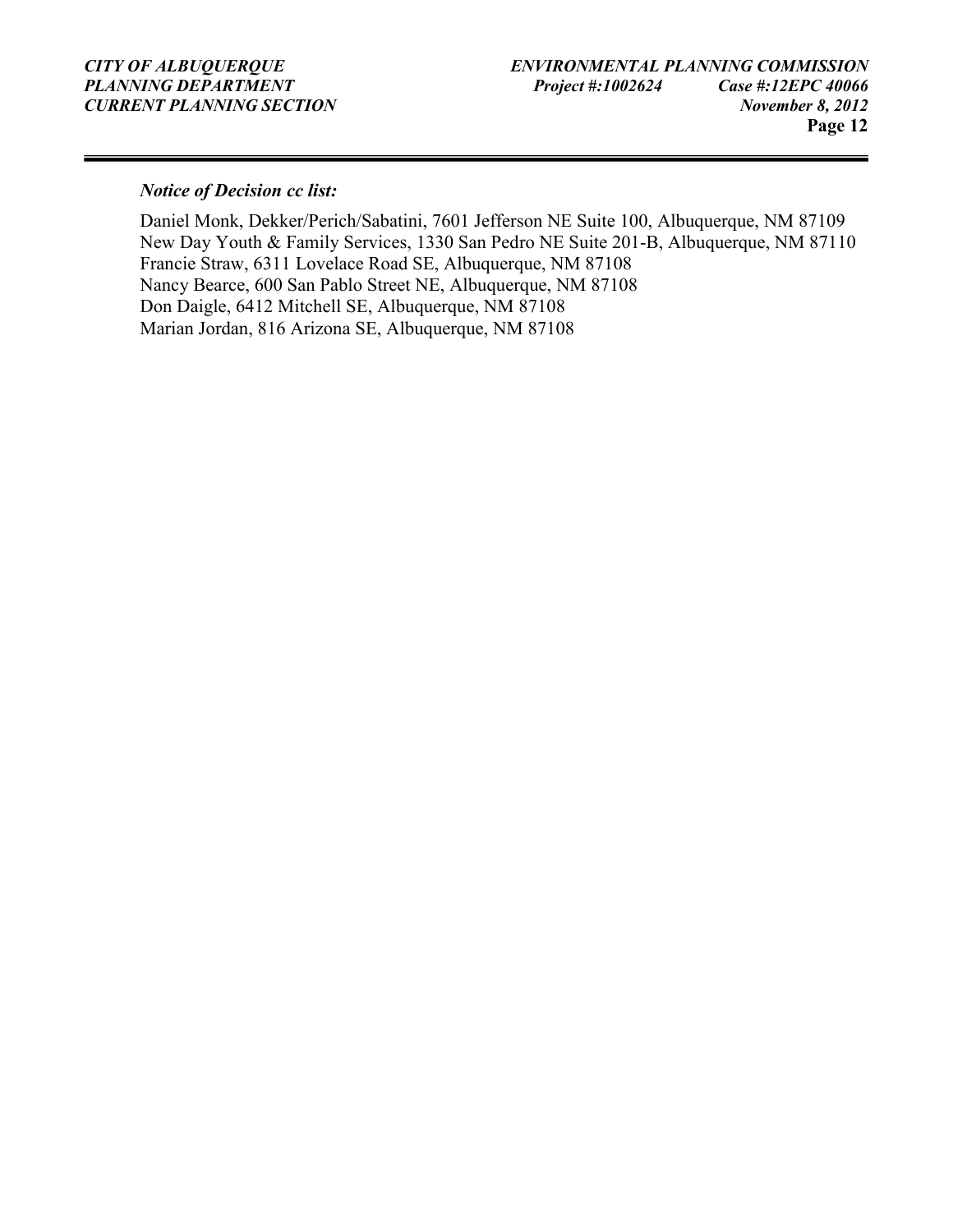***Notice of Decision cc list:***

Daniel Monk, Dekker/Perich/Sabatini, 7601 Jefferson NE Suite 100, Albuquerque, NM 87109
New Day Youth & Family Services, 1330 San Pedro NE Suite 201-B, Albuquerque, NM 87110
Francie Straw, 6311 Lovelace Road SE, Albuquerque, NM 87108
Nancy Bearce, 600 San Pablo Street NE, Albuquerque, NM 87108
Don Daigle, 6412 Mitchell SE, Albuquerque, NM 87108
Marian Jordan, 816 Arizona SE, Albuquerque, NM 87108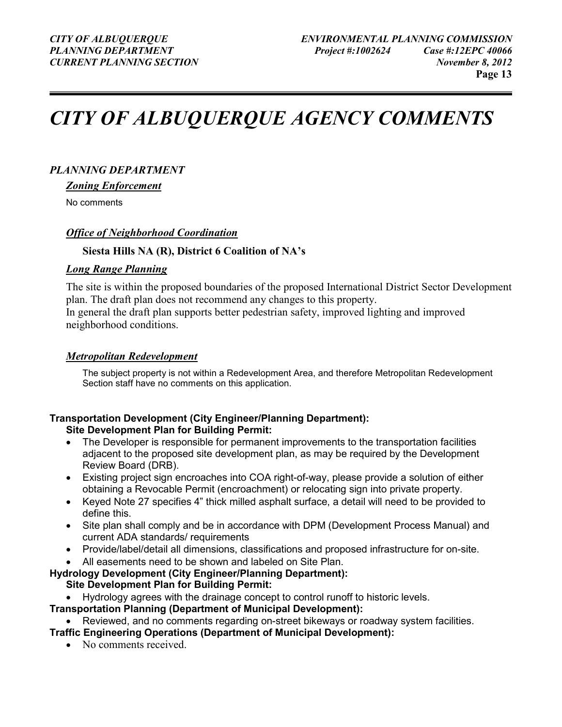# *CITY OF ALBUQUERQUE AGENCY COMMENTS*

### *PLANNING DEPARTMENT*

***Zoning Enforcement***

No comments

***Office of Neighborhood Coordination***

**Siesta Hills NA (R), District 6 Coalition of NA's**

***Long Range Planning***

The site is within the proposed boundaries of the proposed International District Sector Development plan. The draft plan does not recommend any changes to this property.
In general the draft plan supports better pedestrian safety, improved lighting and improved neighborhood conditions.

***Metropolitan Redevelopment***

The subject property is not within a Redevelopment Area, and therefore Metropolitan Redevelopment Section staff have no comments on this application.

**Transportation Development (City Engineer/Planning Department):**
**Site Development Plan for Building Permit:**

- The Developer is responsible for permanent improvements to the transportation facilities adjacent to the proposed site development plan, as may be required by the Development Review Board (DRB).
- Existing project sign encroaches into COA right-of-way, please provide a solution of either obtaining a Revocable Permit (encroachment) or relocating sign into private property.
- Keyed Note 27 specifies 4" thick milled asphalt surface, a detail will need to be provided to define this.
- Site plan shall comply and be in accordance with DPM (Development Process Manual) and current ADA standards/ requirements
- Provide/label/detail all dimensions, classifications and proposed infrastructure for on-site.
- All easements need to be shown and labeled on Site Plan.

**Hydrology Development (City Engineer/Planning Department):**
**Site Development Plan for Building Permit:**

- Hydrology agrees with the drainage concept to control runoff to historic levels.

**Transportation Planning (Department of Municipal Development):**

- Reviewed, and no comments regarding on-street bikeways or roadway system facilities.

**Traffic Engineering Operations (Department of Municipal Development):**

- No comments received.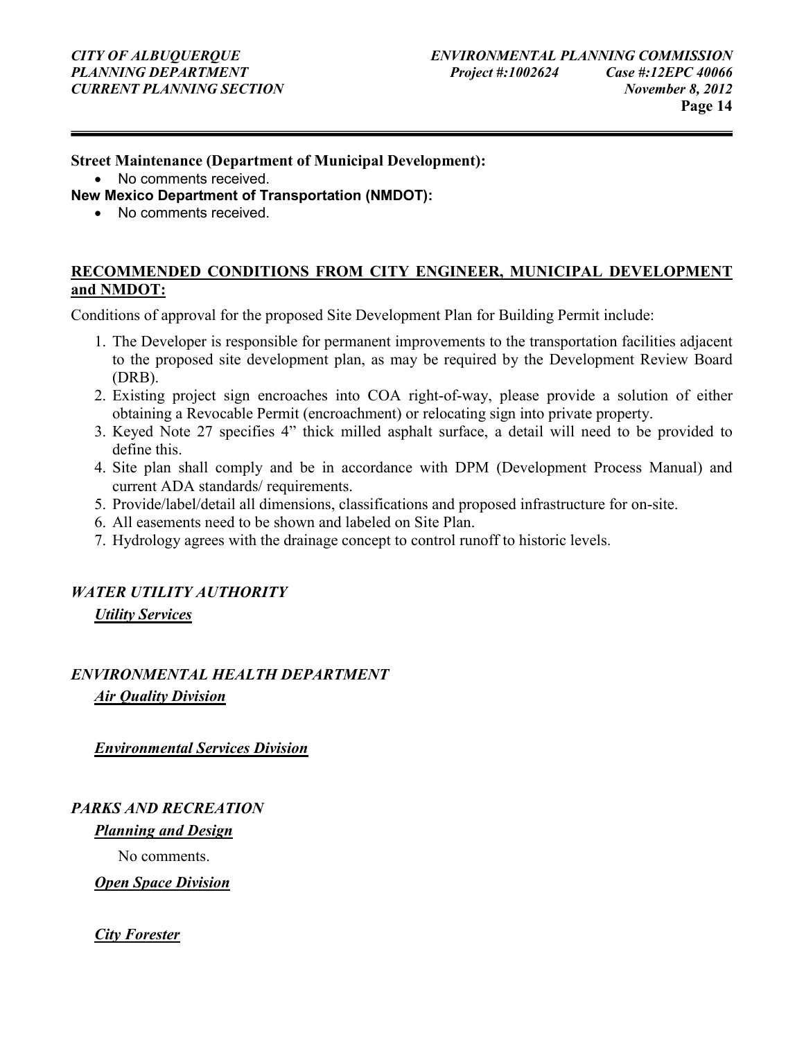**Street Maintenance (Department of Municipal Development):**

- No comments received.

**New Mexico Department of Transportation (NMDOT):**

- No comments received.

**RECOMMENDED CONDITIONS FROM CITY ENGINEER, MUNICIPAL DEVELOPMENT and NMDOT:**

Conditions of approval for the proposed Site Development Plan for Building Permit include:

1. The Developer is responsible for permanent improvements to the transportation facilities adjacent to the proposed site development plan, as may be required by the Development Review Board (DRB).
2. Existing project sign encroaches into COA right-of-way, please provide a solution of either obtaining a Revocable Permit (encroachment) or relocating sign into private property.
3. Keyed Note 27 specifies 4" thick milled asphalt surface, a detail will need to be provided to define this.
4. Site plan shall comply and be in accordance with DPM (Development Process Manual) and current ADA standards/ requirements.
5. Provide/label/detail all dimensions, classifications and proposed infrastructure for on-site.
6. All easements need to be shown and labeled on Site Plan.
7. Hydrology agrees with the drainage concept to control runoff to historic levels.

***WATER UTILITY AUTHORITY***

***Utility Services***

***ENVIRONMENTAL HEALTH DEPARTMENT***

***Air Quality Division***

***Environmental Services Division***

***PARKS AND RECREATION***

***Planning and Design***

No comments.

***Open Space Division***

***City Forester***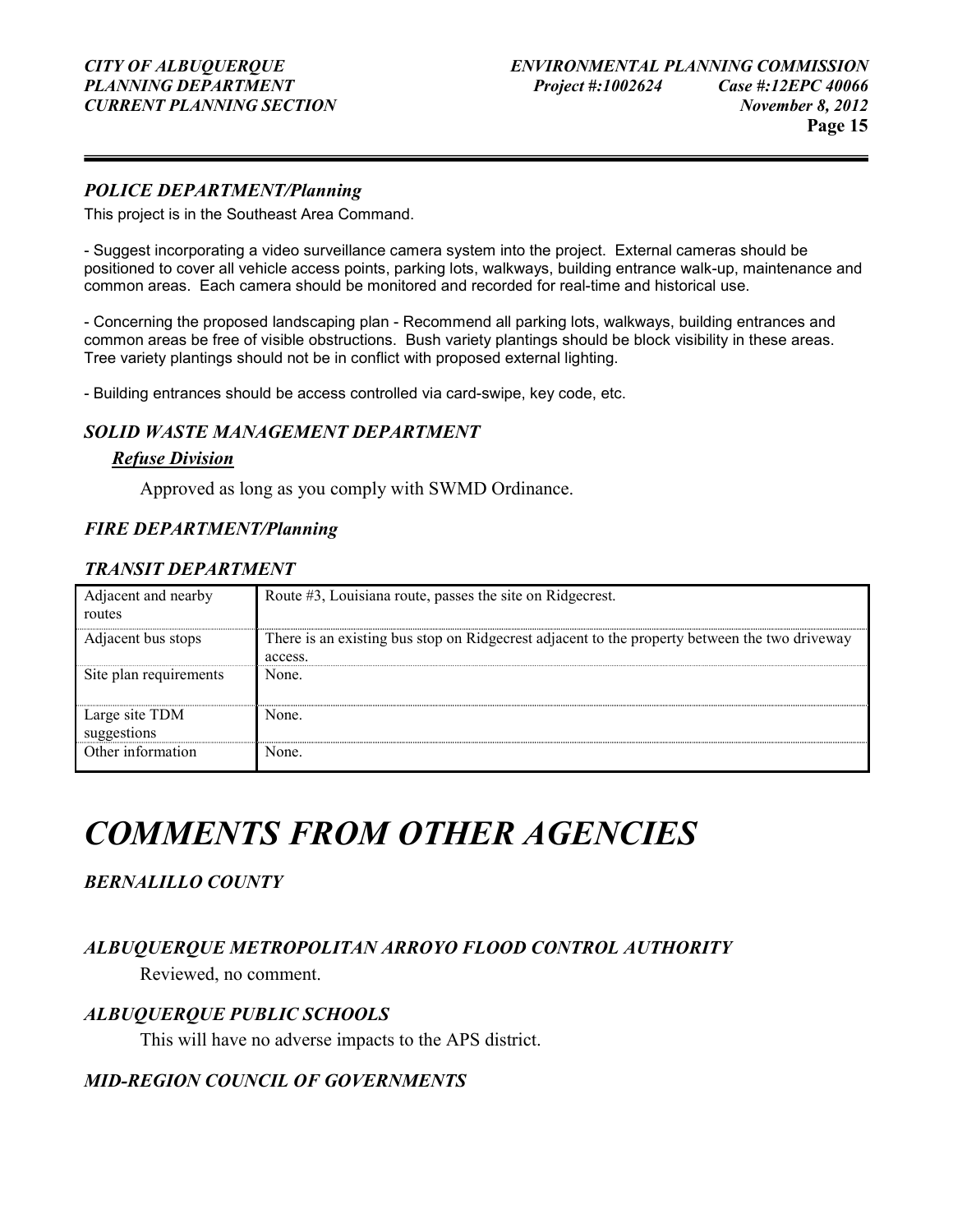### *POLICE DEPARTMENT/Planning*

This project is in the Southeast Area Command.

- Suggest incorporating a video surveillance camera system into the project. External cameras should be positioned to cover all vehicle access points, parking lots, walkways, building entrance walk-up, maintenance and common areas. Each camera should be monitored and recorded for real-time and historical use.

- Concerning the proposed landscaping plan - Recommend all parking lots, walkways, building entrances and common areas be free of visible obstructions. Bush variety plantings should be block visibility in these areas. Tree variety plantings should not be in conflict with proposed external lighting.

- Building entrances should be access controlled via card-swipe, key code, etc.

### *SOLID WASTE MANAGEMENT DEPARTMENT*

***Refuse Division***

Approved as long as you comply with SWMD Ordinance.

### *FIRE DEPARTMENT/Planning*

### *TRANSIT DEPARTMENT*

| | |
|---|---|
| Adjacent and nearby routes | Route #3, Louisiana route, passes the site on Ridgecrest. |
| Adjacent bus stops | There is an existing bus stop on Ridgecrest adjacent to the property between the two driveway access. |
| Site plan requirements | None. |
| Large site TDM suggestions | None. |
| Other information | None. |

# *COMMENTS FROM OTHER AGENCIES*

### *BERNALILLO COUNTY*

### *ALBUQUERQUE METROPOLITAN ARROYO FLOOD CONTROL AUTHORITY*

Reviewed, no comment.

### *ALBUQUERQUE PUBLIC SCHOOLS*

This will have no adverse impacts to the APS district.

### *MID-REGION COUNCIL OF GOVERNMENTS*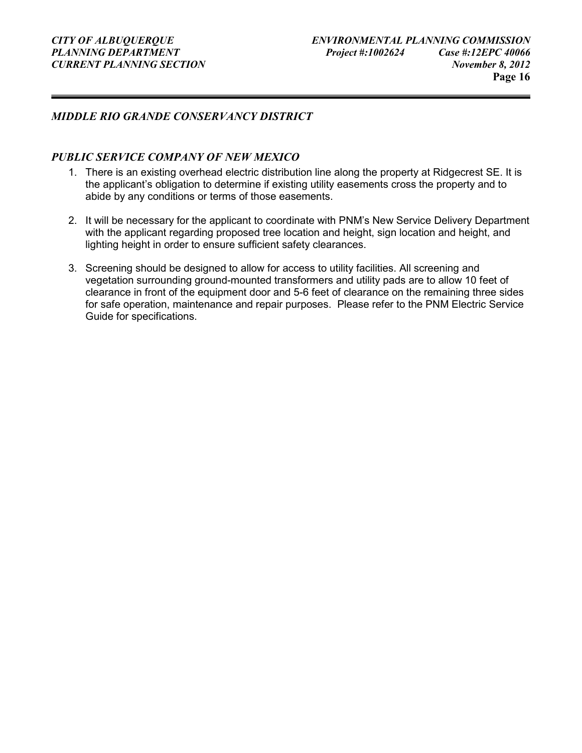### *MIDDLE RIO GRANDE CONSERVANCY DISTRICT*

### *PUBLIC SERVICE COMPANY OF NEW MEXICO*

1. There is an existing overhead electric distribution line along the property at Ridgecrest SE. It is the applicant's obligation to determine if existing utility easements cross the property and to abide by any conditions or terms of those easements.

2. It will be necessary for the applicant to coordinate with PNM's New Service Delivery Department with the applicant regarding proposed tree location and height, sign location and height, and lighting height in order to ensure sufficient safety clearances.

3. Screening should be designed to allow for access to utility facilities. All screening and vegetation surrounding ground-mounted transformers and utility pads are to allow 10 feet of clearance in front of the equipment door and 5-6 feet of clearance on the remaining three sides for safe operation, maintenance and repair purposes. Please refer to the PNM Electric Service Guide for specifications.